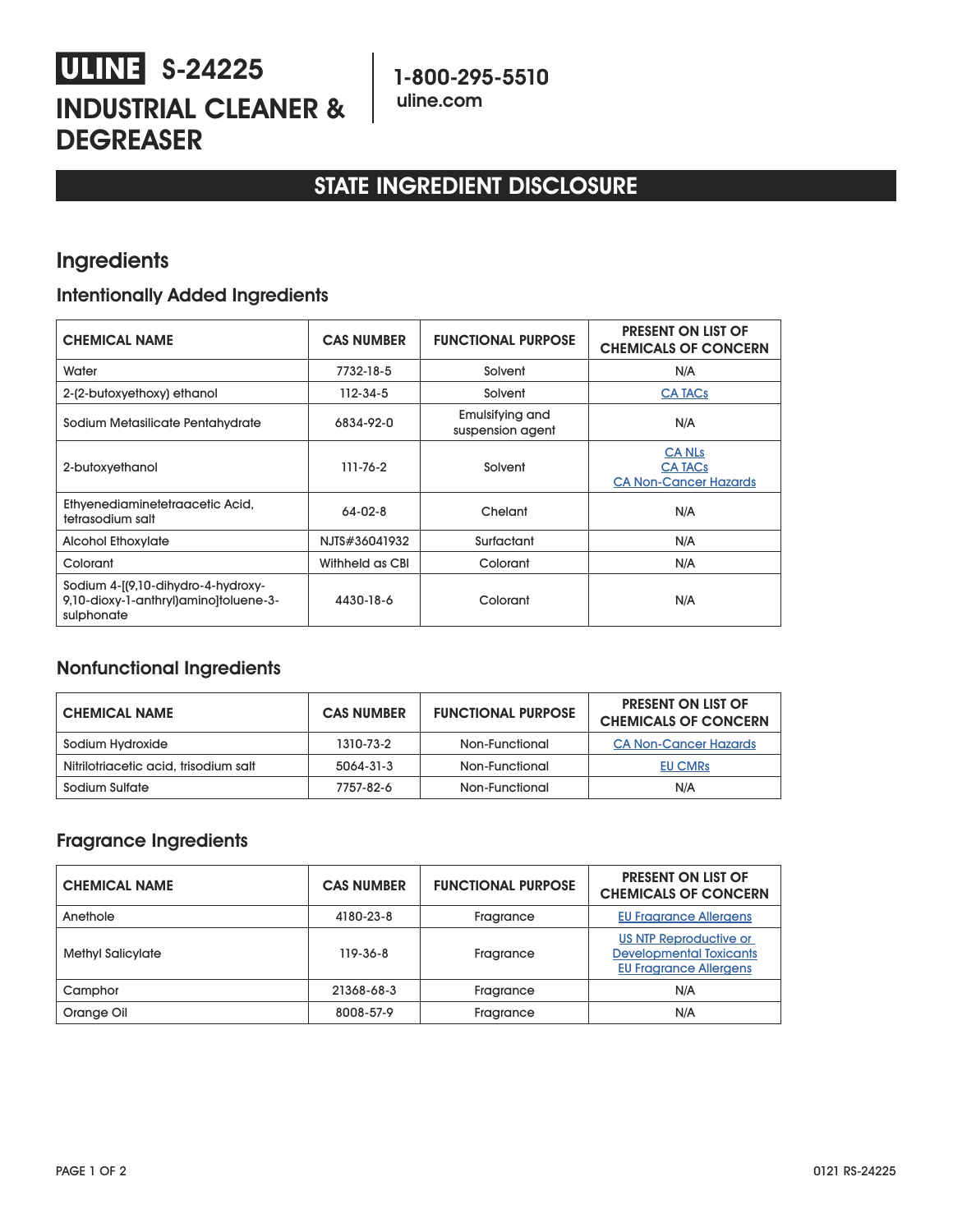# ULINE S-24225

# INDUSTRIAL CLEANER & DEGREASER

1-800-295-5510
uline.com

## STATE INGREDIENT DISCLOSURE

## Ingredients

### Intentionally Added Ingredients

| CHEMICAL NAME | CAS NUMBER | FUNCTIONAL PURPOSE | PRESENT ON LIST OF CHEMICALS OF CONCERN |
|---|---|---|---|
| Water | 7732-18-5 | Solvent | N/A |
| 2-(2-butoxyethoxy) ethanol | 112-34-5 | Solvent | CA TACs |
| Sodium Metasilicate Pentahydrate | 6834-92-0 | Emulsifying and suspension agent | N/A |
| 2-butoxyethanol | 111-76-2 | Solvent | CA NLs<br>CA TACs<br>CA Non-Cancer Hazards |
| Ethyenediaminetetraacetic Acid, tetrasodium salt | 64-02-8 | Chelant | N/A |
| Alcohol Ethoxylate | NJTS#36041932 | Surfactant | N/A |
| Colorant | Withheld as CBI | Colorant | N/A |
| Sodium 4-[(9,10-dihydro-4-hydroxy-9,10-dioxy-1-anthryl)amino]toluene-3-sulphonate | 4430-18-6 | Colorant | N/A |

### Nonfunctional Ingredients

| CHEMICAL NAME | CAS NUMBER | FUNCTIONAL PURPOSE | PRESENT ON LIST OF CHEMICALS OF CONCERN |
|---|---|---|---|
| Sodium Hydroxide | 1310-73-2 | Non-Functional | CA Non-Cancer Hazards |
| Nitrilotriacetic acid, trisodium salt | 5064-31-3 | Non-Functional | EU CMRs |
| Sodium Sulfate | 7757-82-6 | Non-Functional | N/A |

### Fragrance Ingredients

| CHEMICAL NAME | CAS NUMBER | FUNCTIONAL PURPOSE | PRESENT ON LIST OF CHEMICALS OF CONCERN |
|---|---|---|---|
| Anethole | 4180-23-8 | Fragrance | EU Fragrance Allergens |
| Methyl Salicylate | 119-36-8 | Fragrance | US NTP Reproductive or Developmental Toxicants<br>EU Fragrance Allergens |
| Camphor | 21368-68-3 | Fragrance | N/A |
| Orange Oil | 8008-57-9 | Fragrance | N/A |

0121 RS-24225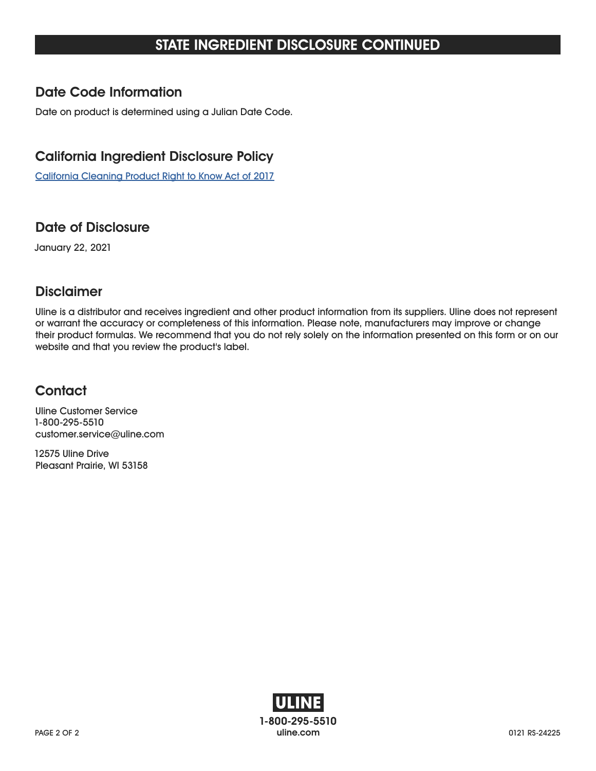# STATE INGREDIENT DISCLOSURE CONTINUED

## Date Code Information

Date on product is determined using a Julian Date Code.

## California Ingredient Disclosure Policy

California Cleaning Product Right to Know Act of 2017

## Date of Disclosure

January 22, 2021

## Disclaimer

Uline is a distributor and receives ingredient and other product information from its suppliers. Uline does not represent or warrant the accuracy or completeness of this information. Please note, manufacturers may improve or change their product formulas. We recommend that you do not rely solely on the information presented on this form or on our website and that you review the product's label.

## Contact

Uline Customer Service
1-800-295-5510
customer.service@uline.com

12575 Uline Drive
Pleasant Prairie, WI 53158